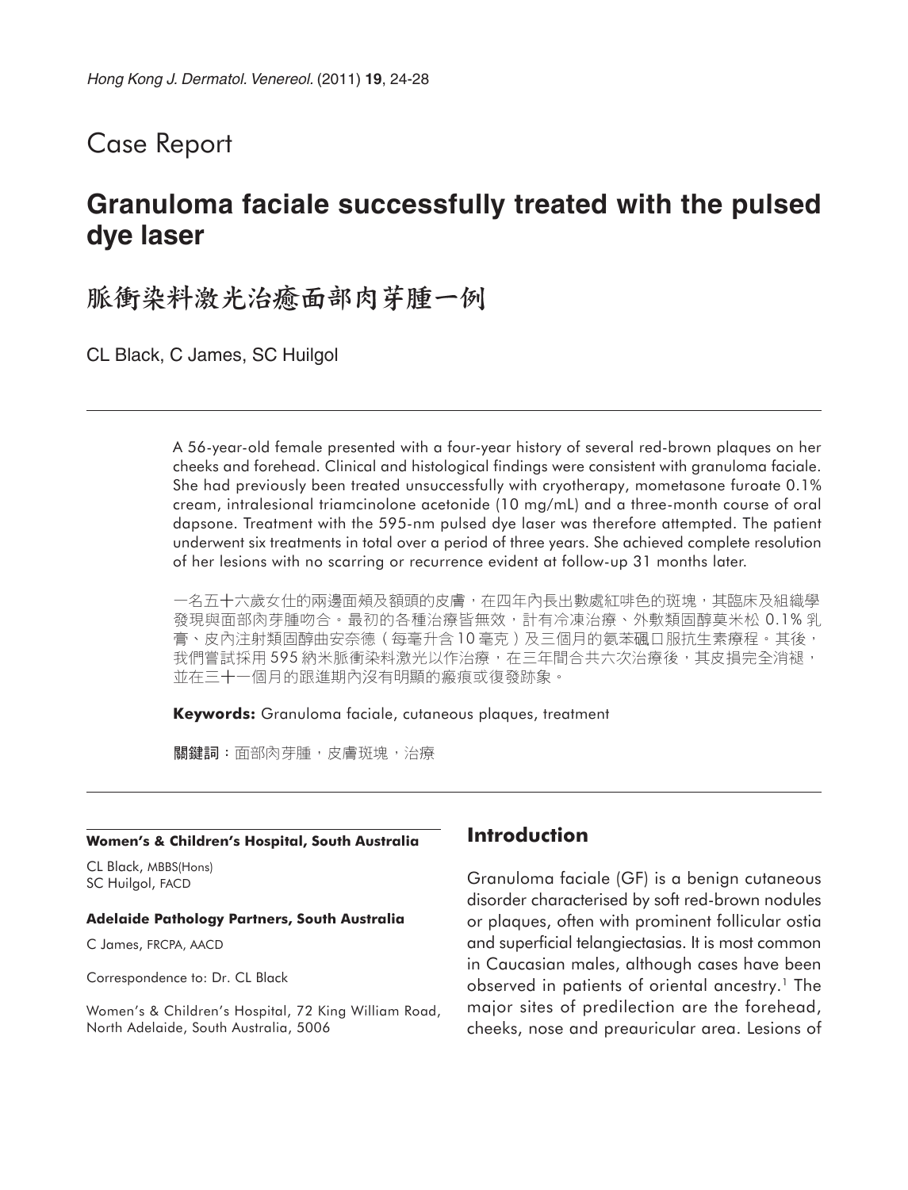Case Report

# Granuloma faciale successfully treated with the pulsed dye laser

# 脈衝染料激光治癒面部肉芽腫一例

CL Black, C James, SC Huilgol

A 56-year-old female presented with a four-year history of several red-brown plaques on her cheeks and forehead. Clinical and histological findings were consistent with granuloma faciale. She had previously been treated unsuccessfully with cryotherapy, mometasone furoate 0.1% cream, intralesional triamcinolone acetonide (10 mg/mL) and a three-month course of oral dapsone. Treatment with the 595-nm pulsed dye laser was therefore attempted. The patient underwent six treatments in total over a period of three years. She achieved complete resolution of her lesions with no scarring or recurrence evident at follow-up 31 months later.

一名五十六歲女仕的兩邊面頰及額頭的皮膚，在四年內長出數處紅啡色的斑塊，其臨床及組織學發現與面部肉芽腫吻合。最初的各種治療皆無效，計有冷凍治療、外敷類固醇莫米松 0.1% 乳膏、皮內注射類固醇曲安奈德（每毫升含 10 毫克）及三個月的氨苯碸口服抗生素療程。其後，我們嘗試採用 595 納米脈衝染料激光以作治療，在三年間合共六次治療後，其皮損完全消褪，並在三十一個月的跟進期內沒有明顯的瘢痕或復發跡象。

**Keywords:** Granuloma faciale, cutaneous plaques, treatment

**關鍵詞：**面部肉芽腫，皮膚斑塊，治療

**Women's & Children's Hospital, South Australia**

CL Black, MBBS(Hons)
SC Huilgol, FACD

**Adelaide Pathology Partners, South Australia**

C James, FRCPA, AACD

Correspondence to: Dr. CL Black

Women's & Children's Hospital, 72 King William Road, North Adelaide, South Australia, 5006

## Introduction

Granuloma faciale (GF) is a benign cutaneous disorder characterised by soft red-brown nodules or plaques, often with prominent follicular ostia and superficial telangiectasias. It is most common in Caucasian males, although cases have been observed in patients of oriental ancestry.[1] The major sites of predilection are the forehead, cheeks, nose and preauricular area. Lesions of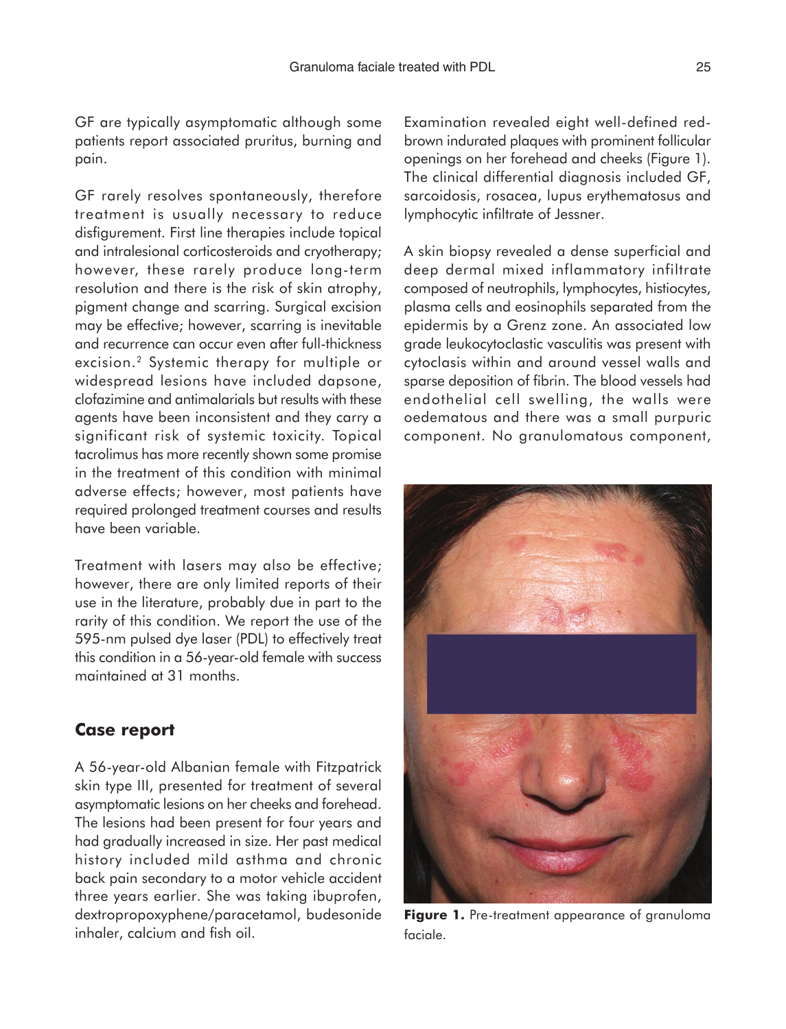GF are typically asymptomatic although some patients report associated pruritus, burning and pain.

GF rarely resolves spontaneously, therefore treatment is usually necessary to reduce disfigurement. First line therapies include topical and intralesional corticosteroids and cryotherapy; however, these rarely produce long-term resolution and there is the risk of skin atrophy, pigment change and scarring. Surgical excision may be effective; however, scarring is inevitable and recurrence can occur even after full-thickness excision.[2] Systemic therapy for multiple or widespread lesions have included dapsone, clofazimine and antimalarials but results with these agents have been inconsistent and they carry a significant risk of systemic toxicity. Topical tacrolimus has more recently shown some promise in the treatment of this condition with minimal adverse effects; however, most patients have required prolonged treatment courses and results have been variable.

Treatment with lasers may also be effective; however, there are only limited reports of their use in the literature, probably due in part to the rarity of this condition. We report the use of the 595-nm pulsed dye laser (PDL) to effectively treat this condition in a 56-year-old female with success maintained at 31 months.

## Case report

A 56-year-old Albanian female with Fitzpatrick skin type III, presented for treatment of several asymptomatic lesions on her cheeks and forehead. The lesions had been present for four years and had gradually increased in size. Her past medical history included mild asthma and chronic back pain secondary to a motor vehicle accident three years earlier. She was taking ibuprofen, dextropropoxyphene/paracetamol, budesonide inhaler, calcium and fish oil.

Examination revealed eight well-defined red-brown indurated plaques with prominent follicular openings on her forehead and cheeks (Figure 1). The clinical differential diagnosis included GF, sarcoidosis, rosacea, lupus erythematosus and lymphocytic infiltrate of Jessner.

A skin biopsy revealed a dense superficial and deep dermal mixed inflammatory infiltrate composed of neutrophils, lymphocytes, histiocytes, plasma cells and eosinophils separated from the epidermis by a Grenz zone. An associated low grade leukocytoclastic vasculitis was present with cytoclasis within and around vessel walls and sparse deposition of fibrin. The blood vessels had endothelial cell swelling, the walls were oedematous and there was a small purpuric component. No granulomatous component,

**Figure 1.** Pre-treatment appearance of granuloma faciale.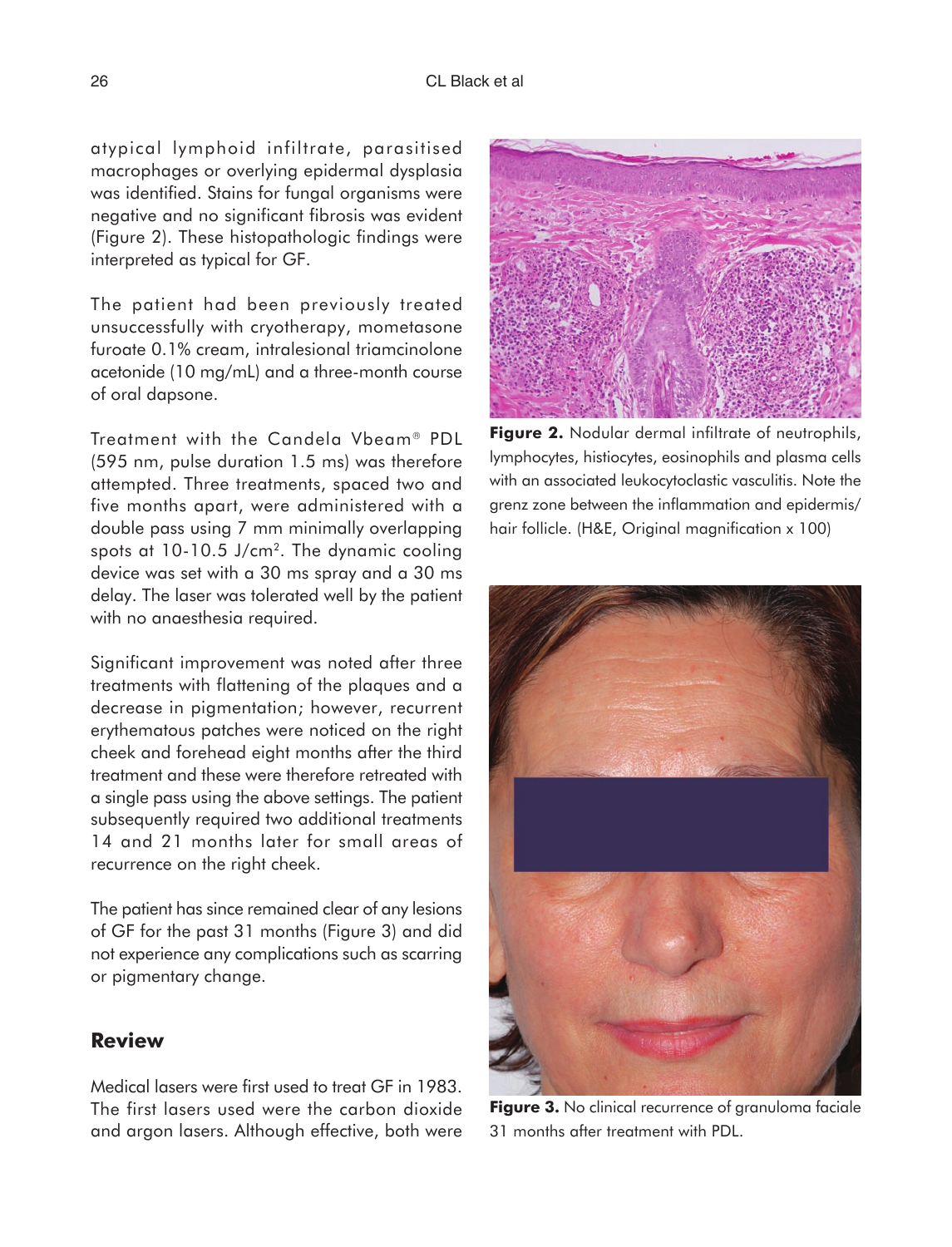atypical lymphoid infiltrate, parasitised macrophages or overlying epidermal dysplasia was identified. Stains for fungal organisms were negative and no significant fibrosis was evident (Figure 2). These histopathologic findings were interpreted as typical for GF.

The patient had been previously treated unsuccessfully with cryotherapy, mometasone furoate 0.1% cream, intralesional triamcinolone acetonide (10 mg/mL) and a three-month course of oral dapsone.

Treatment with the Candela Vbeam® PDL (595 nm, pulse duration 1.5 ms) was therefore attempted. Three treatments, spaced two and five months apart, were administered with a double pass using 7 mm minimally overlapping spots at 10-10.5 J/cm$^2$. The dynamic cooling device was set with a 30 ms spray and a 30 ms delay. The laser was tolerated well by the patient with no anaesthesia required.

Significant improvement was noted after three treatments with flattening of the plaques and a decrease in pigmentation; however, recurrent erythematous patches were noticed on the right cheek and forehead eight months after the third treatment and these were therefore retreated with a single pass using the above settings. The patient subsequently required two additional treatments 14 and 21 months later for small areas of recurrence on the right cheek.

The patient has since remained clear of any lesions of GF for the past 31 months (Figure 3) and did not experience any complications such as scarring or pigmentary change.

**Figure 2.** Nodular dermal infiltrate of neutrophils, lymphocytes, histiocytes, eosinophils and plasma cells with an associated leukocytoclastic vasculitis. Note the grenz zone between the inflammation and epidermis/hair follicle. (H&E, Original magnification x 100)

**Figure 3.** No clinical recurrence of granuloma faciale 31 months after treatment with PDL.

## Review

Medical lasers were first used to treat GF in 1983. The first lasers used were the carbon dioxide and argon lasers. Although effective, both were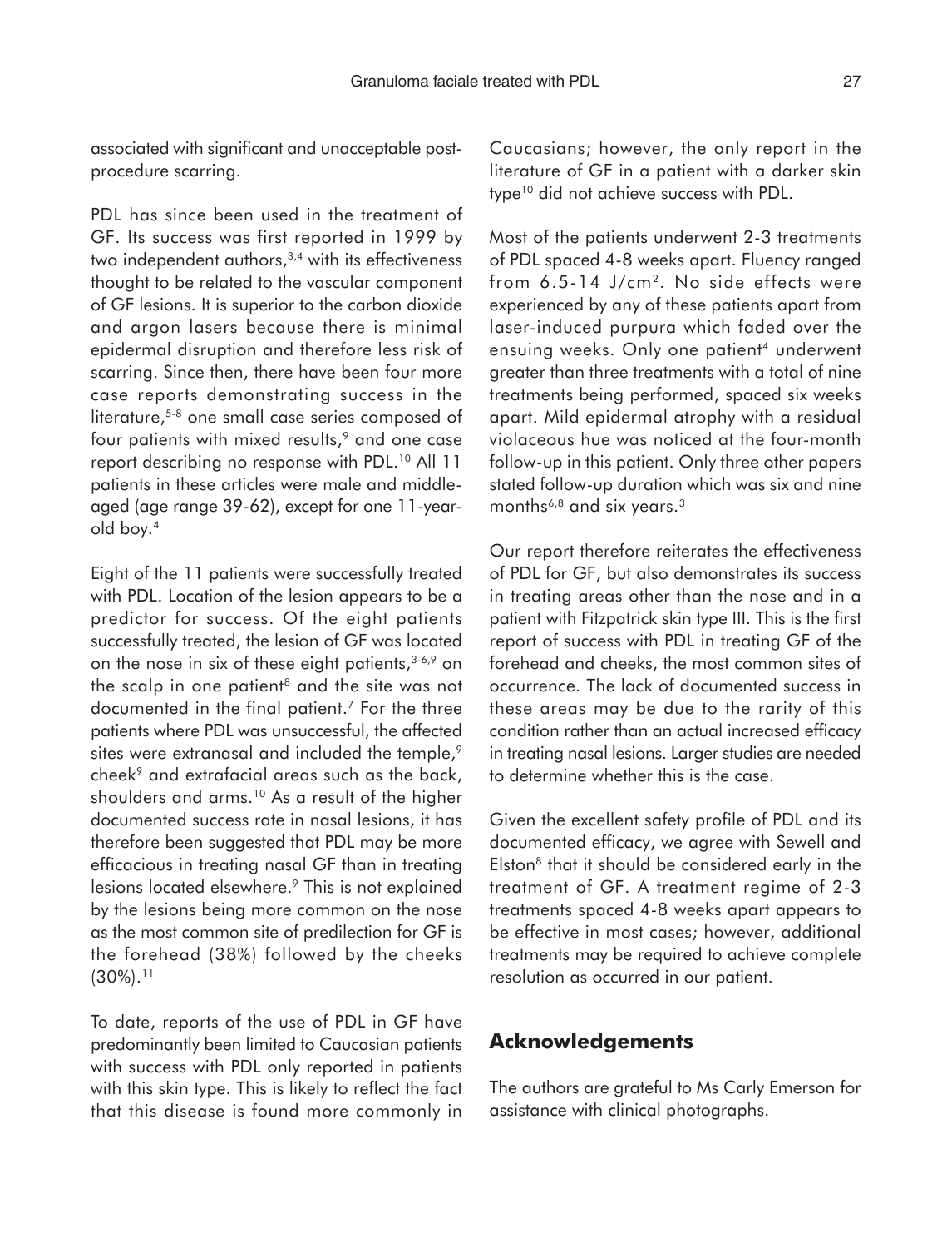associated with significant and unacceptable post-procedure scarring.

PDL has since been used in the treatment of GF. Its success was first reported in 1999 by two independent authors,[3,4] with its effectiveness thought to be related to the vascular component of GF lesions. It is superior to the carbon dioxide and argon lasers because there is minimal epidermal disruption and therefore less risk of scarring. Since then, there have been four more case reports demonstrating success in the literature,[5-8] one small case series composed of four patients with mixed results,[9] and one case report describing no response with PDL.[10] All 11 patients in these articles were male and middle-aged (age range 39-62), except for one 11-year-old boy.[4]

Eight of the 11 patients were successfully treated with PDL. Location of the lesion appears to be a predictor for success. Of the eight patients successfully treated, the lesion of GF was located on the nose in six of these eight patients,[3-6,9] on the scalp in one patient[8] and the site was not documented in the final patient.[7] For the three patients where PDL was unsuccessful, the affected sites were extranasal and included the temple,[9] cheek[9] and extrafacial areas such as the back, shoulders and arms.[10] As a result of the higher documented success rate in nasal lesions, it has therefore been suggested that PDL may be more efficacious in treating nasal GF than in treating lesions located elsewhere.[9] This is not explained by the lesions being more common on the nose as the most common site of predilection for GF is the forehead (38%) followed by the cheeks (30%).[11]

To date, reports of the use of PDL in GF have predominantly been limited to Caucasian patients with success with PDL only reported in patients with this skin type. This is likely to reflect the fact that this disease is found more commonly in Caucasians; however, the only report in the literature of GF in a patient with a darker skin type[10] did not achieve success with PDL.

Most of the patients underwent 2-3 treatments of PDL spaced 4-8 weeks apart. Fluency ranged from 6.5-14 J/cm$^2$. No side effects were experienced by any of these patients apart from laser-induced purpura which faded over the ensuing weeks. Only one patient[4] underwent greater than three treatments with a total of nine treatments being performed, spaced six weeks apart. Mild epidermal atrophy with a residual violaceous hue was noticed at the four-month follow-up in this patient. Only three other papers stated follow-up duration which was six and nine months[6,8] and six years.[3]

Our report therefore reiterates the effectiveness of PDL for GF, but also demonstrates its success in treating areas other than the nose and in a patient with Fitzpatrick skin type III. This is the first report of success with PDL in treating GF of the forehead and cheeks, the most common sites of occurrence. The lack of documented success in these areas may be due to the rarity of this condition rather than an actual increased efficacy in treating nasal lesions. Larger studies are needed to determine whether this is the case.

Given the excellent safety profile of PDL and its documented efficacy, we agree with Sewell and Elston[8] that it should be considered early in the treatment of GF. A treatment regime of 2-3 treatments spaced 4-8 weeks apart appears to be effective in most cases; however, additional treatments may be required to achieve complete resolution as occurred in our patient.

## Acknowledgements

The authors are grateful to Ms Carly Emerson for assistance with clinical photographs.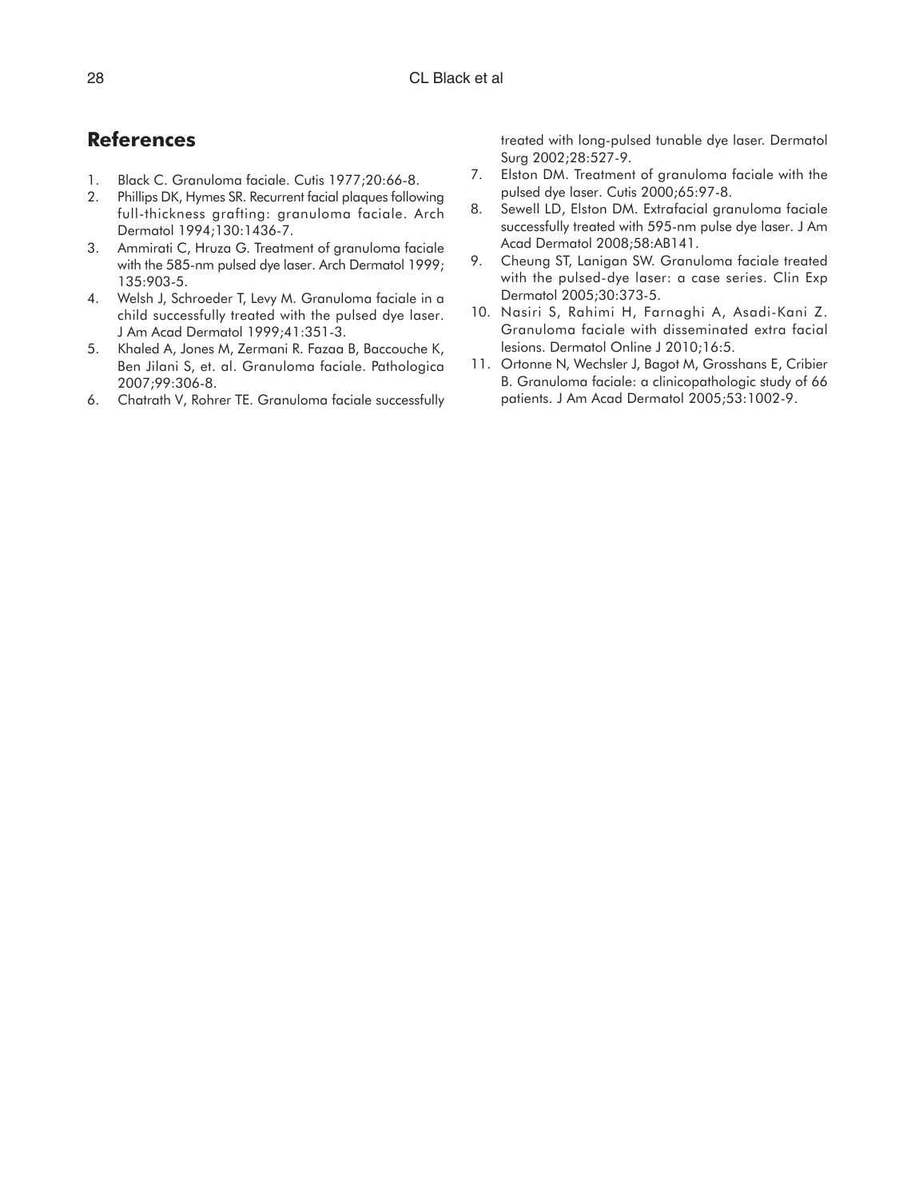## References

1. Black C. Granuloma faciale. Cutis 1977;20:66-8.
2. Phillips DK, Hymes SR. Recurrent facial plaques following full-thickness grafting: granuloma faciale. Arch Dermatol 1994;130:1436-7.
3. Ammirati C, Hruza G. Treatment of granuloma faciale with the 585-nm pulsed dye laser. Arch Dermatol 1999; 135:903-5.
4. Welsh J, Schroeder T, Levy M. Granuloma faciale in a child successfully treated with the pulsed dye laser. J Am Acad Dermatol 1999;41:351-3.
5. Khaled A, Jones M, Zermani R. Fazaa B, Baccouche K, Ben Jilani S, et. al. Granuloma faciale. Pathologica 2007;99:306-8.
6. Chatrath V, Rohrer TE. Granuloma faciale successfully treated with long-pulsed tunable dye laser. Dermatol Surg 2002;28:527-9.
7. Elston DM. Treatment of granuloma faciale with the pulsed dye laser. Cutis 2000;65:97-8.
8. Sewell LD, Elston DM. Extrafacial granuloma faciale successfully treated with 595-nm pulse dye laser. J Am Acad Dermatol 2008;58:AB141.
9. Cheung ST, Lanigan SW. Granuloma faciale treated with the pulsed-dye laser: a case series. Clin Exp Dermatol 2005;30:373-5.
10. Nasiri S, Rahimi H, Farnaghi A, Asadi-Kani Z. Granuloma faciale with disseminated extra facial lesions. Dermatol Online J 2010;16:5.
11. Ortonne N, Wechsler J, Bagot M, Grosshans E, Cribier B. Granuloma faciale: a clinicopathologic study of 66 patients. J Am Acad Dermatol 2005;53:1002-9.